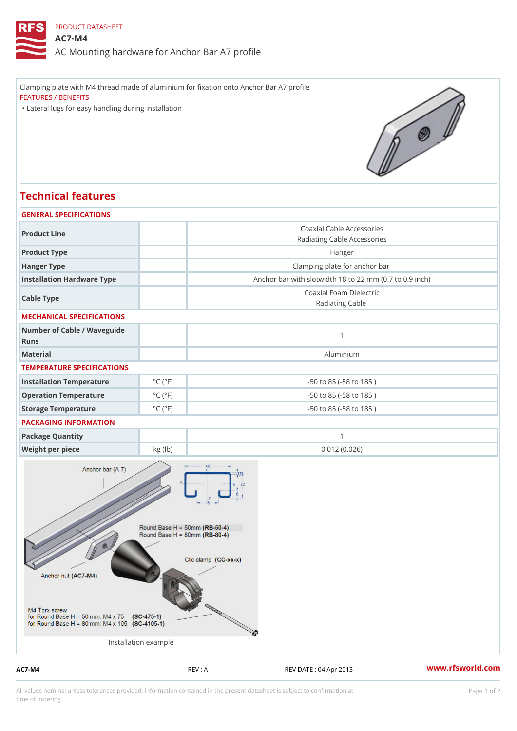PRODUCT DATASHEET

# AC7-M4

## AC Mounting hardware for Anchor Bar A7 profile

Clamping plate with M4 thread made of aluminium for fixation onto Anchor Bar A7 profile

FEATURES / BENEFITS

- Lateral lugs for easy handling during installation

## Technical features

### GENERAL SPECIFICATIONS

| | | |
|---|---|---|
| Product Line | | Coaxial Cable Accessories<br>Radiating Cable Accessories |
| Product Type | | Hanger |
| Hanger Type | | Clamping plate for anchor bar |
| Installation Hardware Type | | Anchor bar with slotwidth 18 to 22 mm (0.7 to 0.9 inch) |
| Cable Type | | Coaxial Foam Dielectric<br>Radiating Cable |

### MECHANICAL SPECIFICATIONS

| | | |
|---|---|---|
| Number of Cable / Waveguide Runs | | 1 |
| Material | | Aluminium |

### TEMPERATURE SPECIFICATIONS

| | | |
|---|---|---|
| Installation Temperature | °C (°F) | -50 to 85 (-58 to 185 ) |
| Operation Temperature | °C (°F) | -50 to 85 (-58 to 185 ) |
| Storage Temperature | °C (°F) | -50 to 85 (-58 to 185 ) |

### PACKAGING INFORMATION

| | | |
|---|---|---|
| Package Quantity | | 1 |
| Weight per piece | kg (lb) | 0.012 (0.026) |

Anchor bar (A 7)

Round Base H = 50mm (RB-50-4)
Round Base H = 80mm (RB-80-4)

Clic clamp (CC-xx-x)

Anchor nut (AC7-M4)

M4 Torx screw
for Round Base H = 50 mm: M4 x 75 (SC-475-1)
for Round Base H = 80 mm: M4 x 105 (SC-4105-1)

Installation example

AC7-M4 REV : A REV DATE : 04 Apr 2013 www.rfsworld.com

All values nominal unless tolerances provided; information contained in the present datasheet is subject to confirmation at time of ordering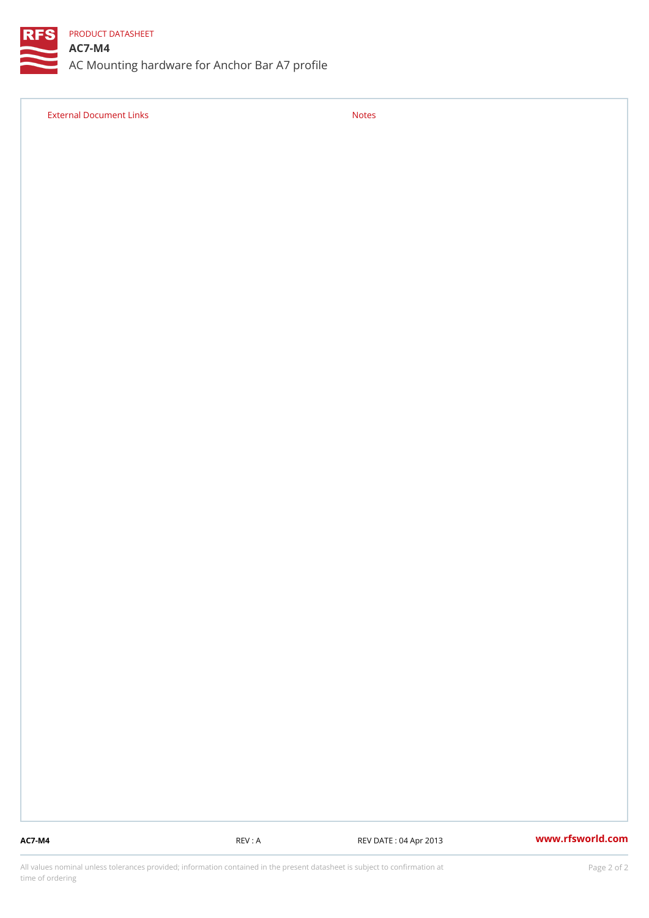External Document Links

Notes